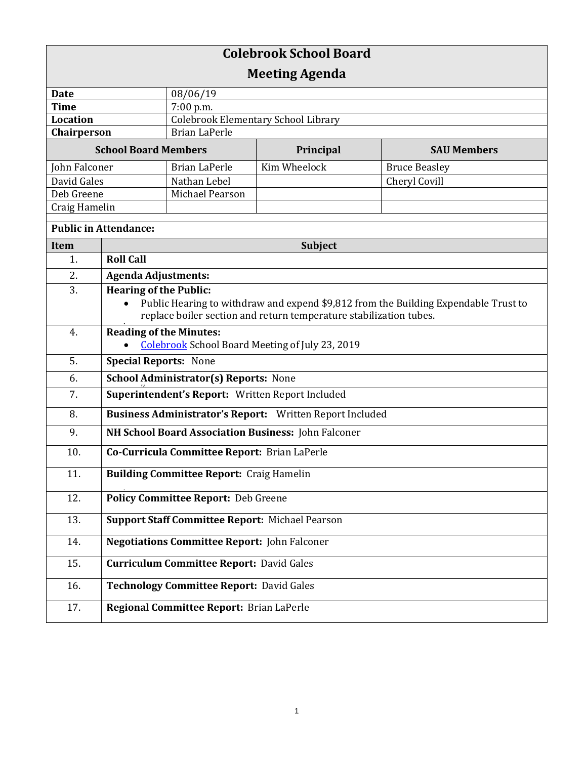# Colebrook School Board

## Meeting Agenda

| | |
|---|---|
| **Date** | 08/06/19 |
| **Time** | 7:00 p.m. |
| **Location** | Colebrook Elementary School Library |
| **Chairperson** | Brian LaPerle |

| School Board Members | | Principal | SAU Members |
|---|---|---|---|
| John Falconer | Brian LaPerle | Kim Wheelock | Bruce Beasley |
| David Gales | Nathan Lebel | | Cheryl Covill |
| Deb Greene | Michael Pearson | | |
| Craig Hamelin | | | |

**Public in Attendance:**

| Item | Subject |
|---|---|
| 1. | **Roll Call** |
| 2. | **Agenda Adjustments:** |
| 3. | **Hearing of the Public:** <br>• Public Hearing to withdraw and expend $9,812 from the Building Expendable Trust to replace boiler section and return temperature stabilization tubes. |
| 4. | **Reading of the Minutes:** <br>• Colebrook School Board Meeting of July 23, 2019 |
| 5. | **Special Reports:** None |
| 6. | **School Administrator(s) Reports:** None |
| 7. | **Superintendent's Report:** Written Report Included |
| 8. | **Business Administrator's Report:** Written Report Included |
| 9. | **NH School Board Association Business:** John Falconer |
| 10. | **Co-Curricula Committee Report:** Brian LaPerle |
| 11. | **Building Committee Report:** Craig Hamelin |
| 12. | **Policy Committee Report:** Deb Greene |
| 13. | **Support Staff Committee Report:** Michael Pearson |
| 14. | **Negotiations Committee Report:** John Falconer |
| 15. | **Curriculum Committee Report:** David Gales |
| 16. | **Technology Committee Report:** David Gales |
| 17. | **Regional Committee Report:** Brian LaPerle |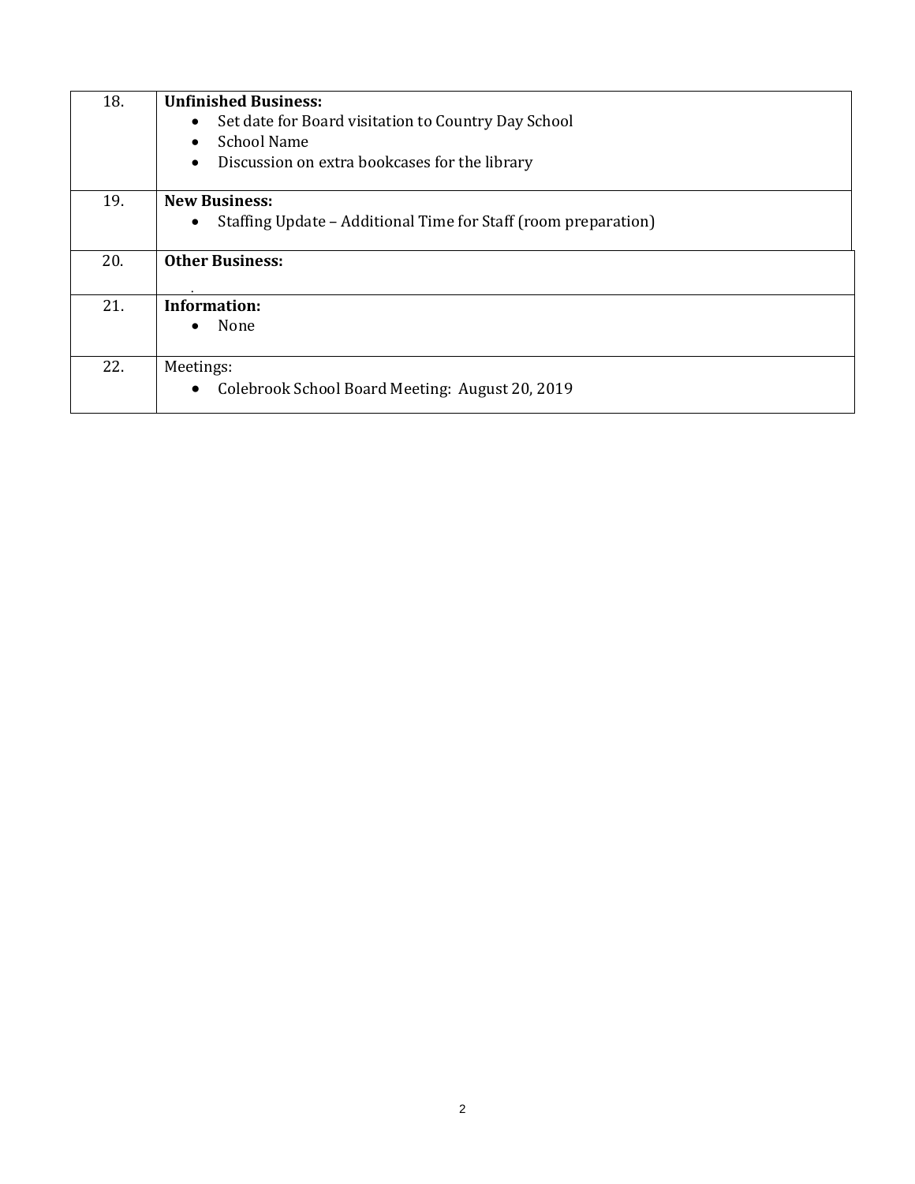| | |
|---|---|
| 18. | **Unfinished Business:**<br>• Set date for Board visitation to Country Day School<br>• School Name<br>• Discussion on extra bookcases for the library |
| 19. | **New Business:**<br>• Staffing Update – Additional Time for Staff (room preparation) |
| 20. | **Other Business:**<br>. |
| 21. | **Information:**<br>• None |
| 22. | Meetings:<br>• Colebrook School Board Meeting: August 20, 2019 |